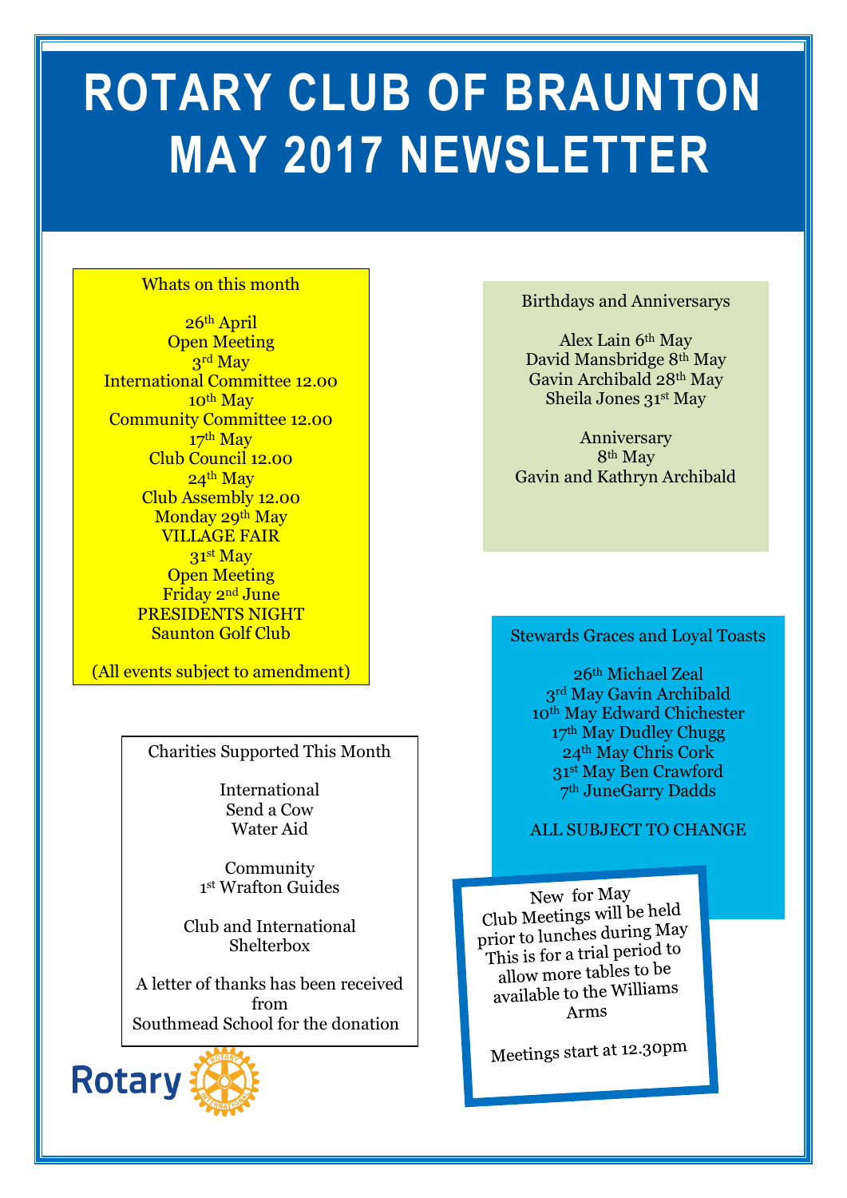# ROTARY CLUB OF BRAUNTON MAY 2017 NEWSLETTER

**Whats on this month**

26th April
Open Meeting
3rd May
International Committee 12.00
10th May
Community Committee 12.00
17th May
Club Council 12.00
24th May
Club Assembly 12.00
Monday 29th May
VILLAGE FAIR
31st May
Open Meeting
Friday 2nd June
PRESIDENTS NIGHT
Saunton Golf Club

(All events subject to amendment)

**Charities Supported This Month**

International
Send a Cow
Water Aid

Community
1st Wrafton Guides

Club and International
Shelterbox

A letter of thanks has been received from
Southmead School for the donation

**Birthdays and Anniversarys**

Alex Lain 6th May
David Mansbridge 8th May
Gavin Archibald 28th May
Sheila Jones 31st May

Anniversary
8th May
Gavin and Kathryn Archibald

**Stewards Graces and Loyal Toasts**

26th Michael Zeal
3rd May Gavin Archibald
10th May Edward Chichester
17th May Dudley Chugg
24th May Chris Cork
31st May Ben Crawford
7th JuneGarry Dadds

ALL SUBJECT TO CHANGE

**New for May**
Club Meetings will be held prior to lunches during May
This is for a trial period to allow more tables to be available to the Williams Arms

Meetings start at 12.30pm

Rotary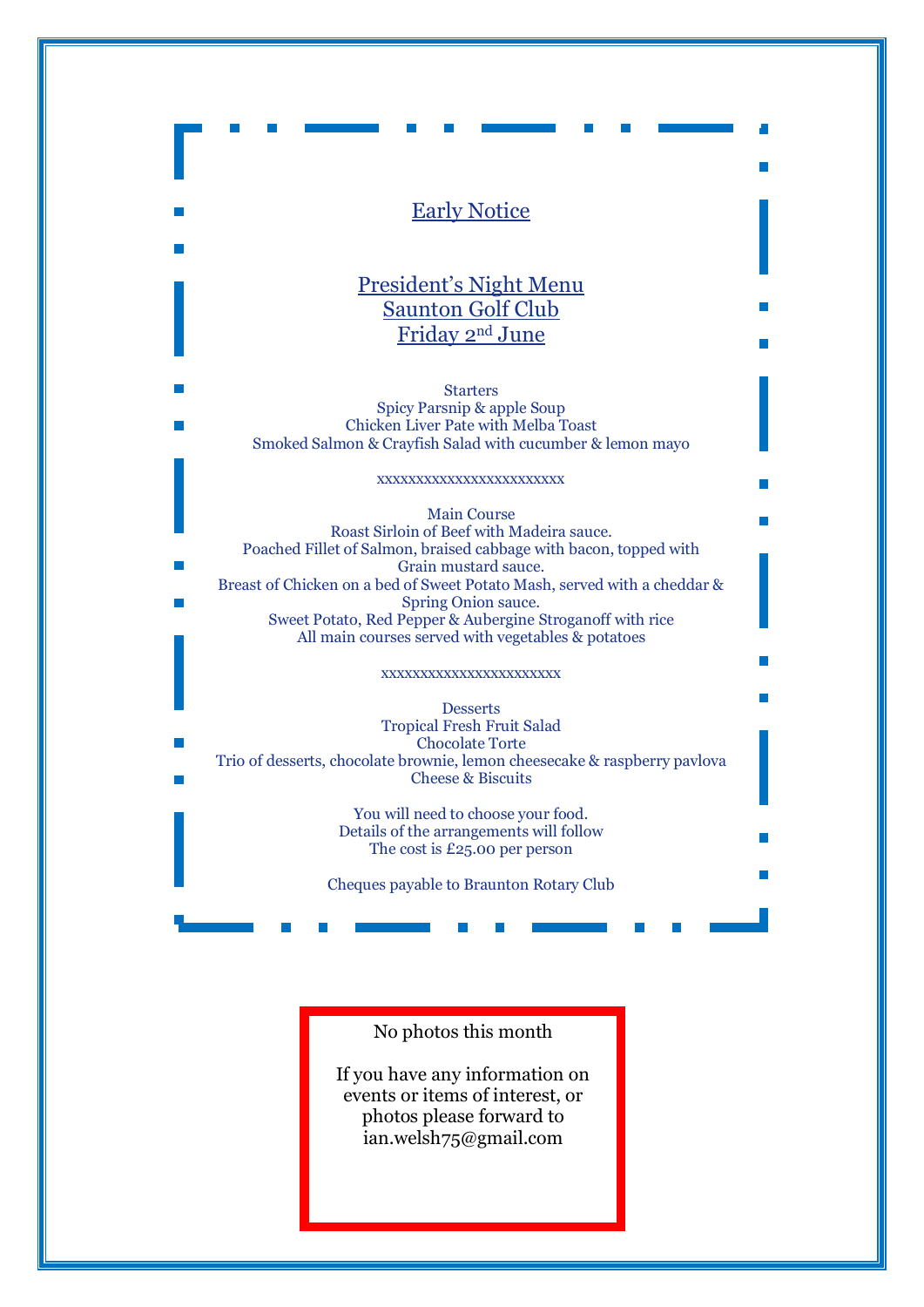## Early Notice

## President's Night Menu
## Saunton Golf Club
## Friday 2nd June

Starters
Spicy Parsnip & apple Soup
Chicken Liver Pate with Melba Toast
Smoked Salmon & Crayfish Salad with cucumber & lemon mayo

xxxxxxxxxxxxxxxxxxxxxxxx

Main Course
Roast Sirloin of Beef with Madeira sauce.
Poached Fillet of Salmon, braised cabbage with bacon, topped with Grain mustard sauce.
Breast of Chicken on a bed of Sweet Potato Mash, served with a cheddar & Spring Onion sauce.
Sweet Potato, Red Pepper & Aubergine Stroganoff with rice
All main courses served with vegetables & potatoes

xxxxxxxxxxxxxxxxxxxxxxx

Desserts
Tropical Fresh Fruit Salad
Chocolate Torte
Trio of desserts, chocolate brownie, lemon cheesecake & raspberry pavlova
Cheese & Biscuits

You will need to choose your food.
Details of the arrangements will follow
The cost is £25.00 per person

Cheques payable to Braunton Rotary Club

No photos this month

If you have any information on events or items of interest, or photos please forward to ian.welsh75@gmail.com